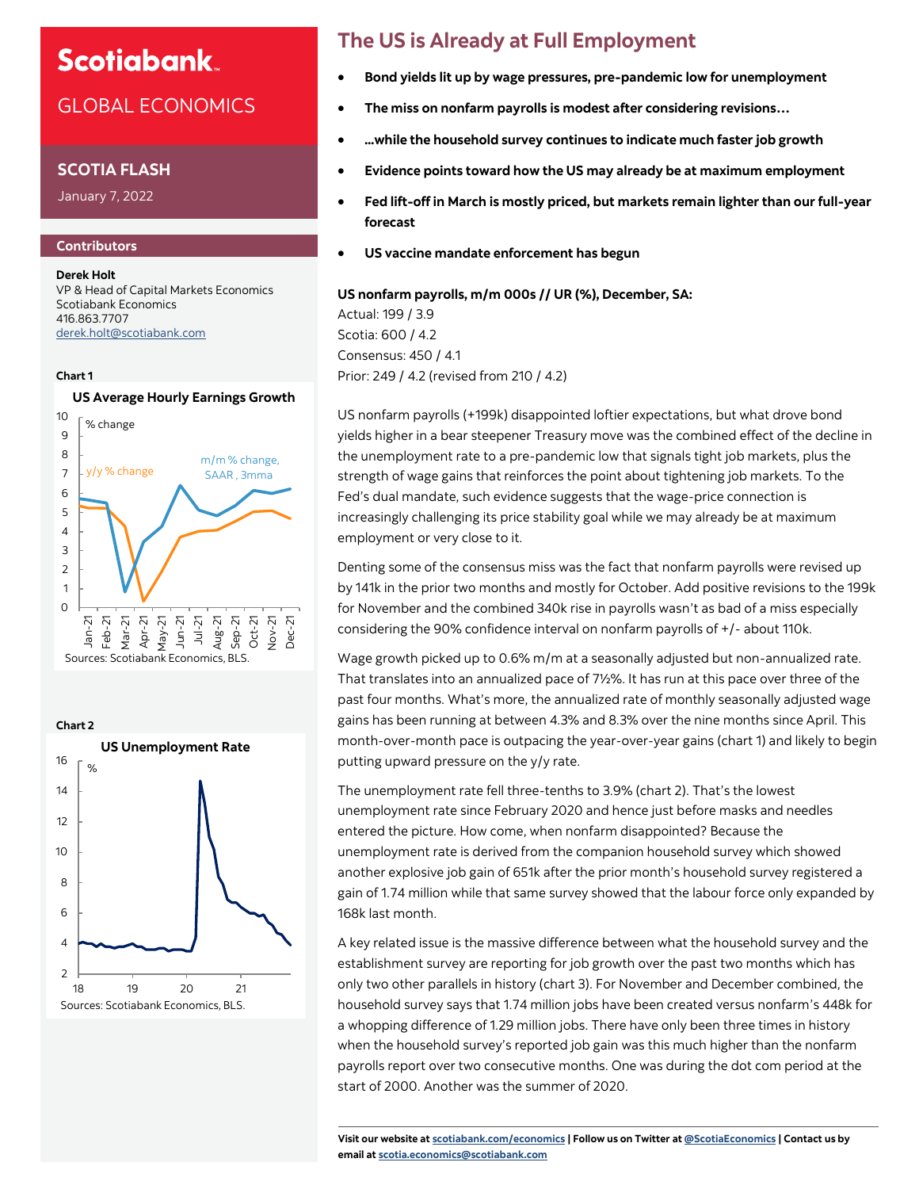# Scotiabank.

GLOBAL ECONOMICS

## SCOTIA FLASH

January 7, 2022

### Contributors

**Derek Holt**
VP & Head of Capital Markets Economics
Scotiabank Economics
416.863.7707
derek.holt@scotiabank.com

**Chart 1**

US Average Hourly Earnings Growth

Sources: Scotiabank Economics, BLS.

**Chart 2**

US Unemployment Rate

Sources: Scotiabank Economics, BLS.

# The US is Already at Full Employment

- **Bond yields lit up by wage pressures, pre-pandemic low for unemployment**
- **The miss on nonfarm payrolls is modest after considering revisions…**
- **…while the household survey continues to indicate much faster job growth**
- **Evidence points toward how the US may already be at maximum employment**
- **Fed lift-off in March is mostly priced, but markets remain lighter than our full-year forecast**
- **US vaccine mandate enforcement has begun**

**US nonfarm payrolls, m/m 000s // UR (%), December, SA:**
Actual: 199 / 3.9
Scotia: 600 / 4.2
Consensus: 450 / 4.1
Prior: 249 / 4.2 (revised from 210 / 4.2)

US nonfarm payrolls (+199k) disappointed loftier expectations, but what drove bond yields higher in a bear steepener Treasury move was the combined effect of the decline in the unemployment rate to a pre-pandemic low that signals tight job markets, plus the strength of wage gains that reinforces the point about tightening job markets. To the Fed's dual mandate, such evidence suggests that the wage-price connection is increasingly challenging its price stability goal while we may already be at maximum employment or very close to it.

Denting some of the consensus miss was the fact that nonfarm payrolls were revised up by 141k in the prior two months and mostly for October. Add positive revisions to the 199k for November and the combined 340k rise in payrolls wasn't as bad of a miss especially considering the 90% confidence interval on nonfarm payrolls of +/- about 110k.

Wage growth picked up to 0.6% m/m at a seasonally adjusted but non-annualized rate. That translates into an annualized pace of 7½%. It has run at this pace over three of the past four months. What's more, the annualized rate of monthly seasonally adjusted wage gains has been running at between 4.3% and 8.3% over the nine months since April. This month-over-month pace is outpacing the year-over-year gains (chart 1) and likely to begin putting upward pressure on the y/y rate.

The unemployment rate fell three-tenths to 3.9% (chart 2). That's the lowest unemployment rate since February 2020 and hence just before masks and needles entered the picture. How come, when nonfarm disappointed? Because the unemployment rate is derived from the companion household survey which showed another explosive job gain of 651k after the prior month's household survey registered a gain of 1.74 million while that same survey showed that the labour force only expanded by 168k last month.

A key related issue is the massive difference between what the household survey and the establishment survey are reporting for job growth over the past two months which has only two other parallels in history (chart 3). For November and December combined, the household survey says that 1.74 million jobs have been created versus nonfarm's 448k for a whopping difference of 1.29 million jobs. There have only been three times in history when the household survey's reported job gain was this much higher than the nonfarm payrolls report over two consecutive months. One was during the dot com period at the start of 2000. Another was the summer of 2020.

Visit our website at scotiabank.com/economics | Follow us on Twitter at @ScotiaEconomics | Contact us by email at scotia.economics@scotiabank.com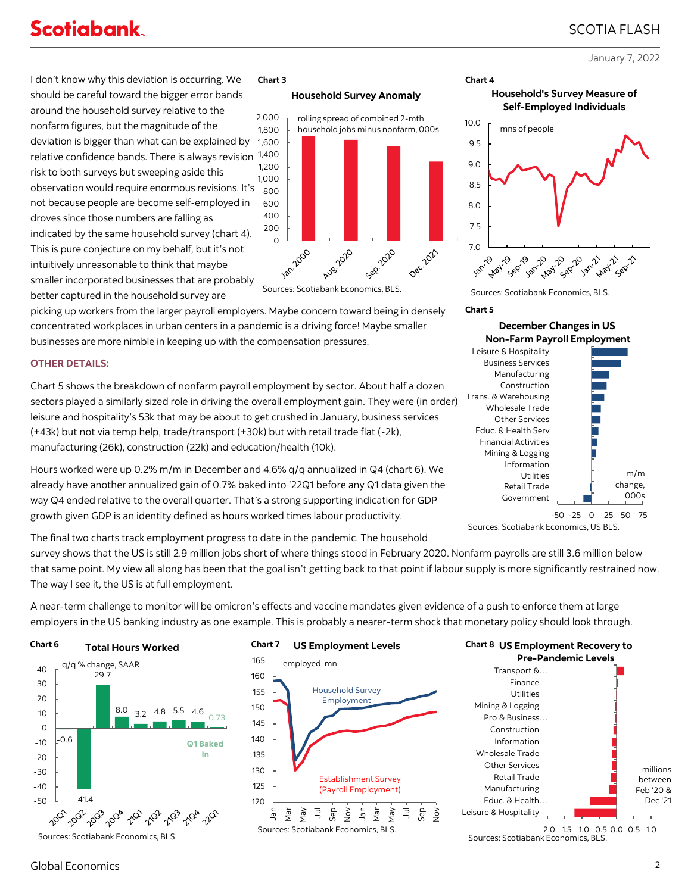I don't know why this deviation is occurring. We should be careful toward the bigger error bands around the household survey relative to the nonfarm figures, but the magnitude of the deviation is bigger than what can be explained by relative confidence bands. There is always revision risk to both surveys but sweeping aside this observation would require enormous revisions. It's not because people are become self-employed in droves since those numbers are falling as indicated by the same household survey (chart 4). This is pure conjecture on my behalf, but it's not intuitively unreasonable to think that maybe smaller incorporated businesses that are probably better captured in the household survey are picking up workers from the larger payroll employers. Maybe concern toward being in densely concentrated workplaces in urban centers in a pandemic is a driving force! Maybe smaller businesses are more nimble in keeping up with the compensation pressures.

**Chart 3**

**Household Survey Anomaly**

rolling spread of combined 2-mth household jobs minus nonfarm, 000s

Sources: Scotiabank Economics, BLS.

**Chart 4**

**Household's Survey Measure of Self-Employed Individuals**

mns of people

Sources: Scotiabank Economics, BLS.

## OTHER DETAILS:

Chart 5 shows the breakdown of nonfarm payroll employment by sector. About half a dozen sectors played a similarly sized role in driving the overall employment gain. They were (in order) leisure and hospitality's 53k that may be about to get crushed in January, business services (+43k) but not via temp help, trade/transport (+30k) but with retail trade flat (-2k), manufacturing (26k), construction (22k) and education/health (10k).

Hours worked were up 0.2% m/m in December and 4.6% q/q annualized in Q4 (chart 6). We already have another annualized gain of 0.7% baked into '22Q1 before any Q1 data given the way Q4 ended relative to the overall quarter. That's a strong supporting indication for GDP growth given GDP is an identity defined as hours worked times labour productivity.

**Chart 5**

**December Changes in US Non-Farm Payroll Employment**

m/m change, 000s

Sources: Scotiabank Economics, US BLS.

The final two charts track employment progress to date in the pandemic. The household survey shows that the US is still 2.9 million jobs short of where things stood in February 2020. Nonfarm payrolls are still 3.6 million below that same point. My view all along has been that the goal isn't getting back to that point if labour supply is more significantly restrained now. The way I see it, the US is at full employment.

A near-term challenge to monitor will be omicron's effects and vaccine mandates given evidence of a push to enforce them at large employers in the US banking industry as one example. This is probably a nearer-term shock that monetary policy should look through.

**Chart 6**

**Total Hours Worked**

q/q % change, SAAR

Sources: Scotiabank Economics, BLS.

**Chart 7**

**US Employment Levels**

employed, mn

Sources: Scotiabank Economics, BLS.

**Chart 8**

**US Employment Recovery to Pre-Pandemic Levels**

millions between Feb '20 & Dec '21

Sources: Scotiabank Economics, BLS.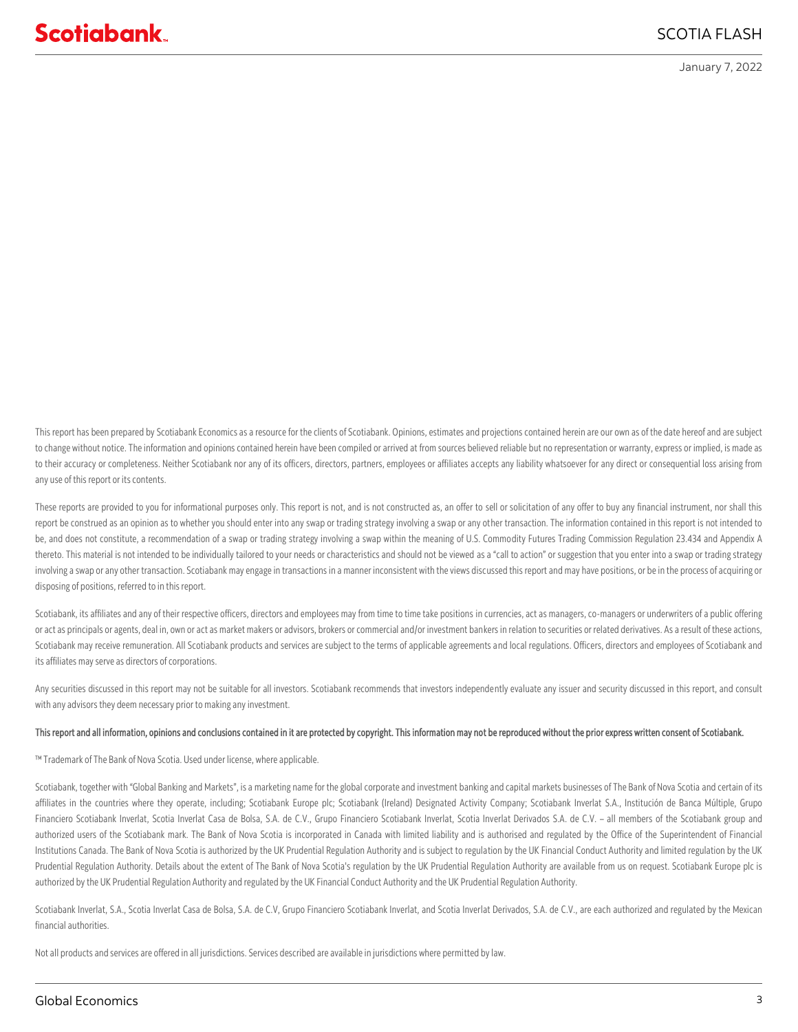This report has been prepared by Scotiabank Economics as a resource for the clients of Scotiabank. Opinions, estimates and projections contained herein are our own as of the date hereof and are subject to change without notice. The information and opinions contained herein have been compiled or arrived at from sources believed reliable but no representation or warranty, express or implied, is made as to their accuracy or completeness. Neither Scotiabank nor any of its officers, directors, partners, employees or affiliates accepts any liability whatsoever for any direct or consequential loss arising from any use of this report or its contents.

These reports are provided to you for informational purposes only. This report is not, and is not constructed as, an offer to sell or solicitation of any offer to buy any financial instrument, nor shall this report be construed as an opinion as to whether you should enter into any swap or trading strategy involving a swap or any other transaction. The information contained in this report is not intended to be, and does not constitute, a recommendation of a swap or trading strategy involving a swap within the meaning of U.S. Commodity Futures Trading Commission Regulation 23.434 and Appendix A thereto. This material is not intended to be individually tailored to your needs or characteristics and should not be viewed as a "call to action" or suggestion that you enter into a swap or trading strategy involving a swap or any other transaction. Scotiabank may engage in transactions in a manner inconsistent with the views discussed this report and may have positions, or be in the process of acquiring or disposing of positions, referred to in this report.

Scotiabank, its affiliates and any of their respective officers, directors and employees may from time to time take positions in currencies, act as managers, co-managers or underwriters of a public offering or act as principals or agents, deal in, own or act as market makers or advisors, brokers or commercial and/or investment bankers in relation to securities or related derivatives. As a result of these actions, Scotiabank may receive remuneration. All Scotiabank products and services are subject to the terms of applicable agreements and local regulations. Officers, directors and employees of Scotiabank and its affiliates may serve as directors of corporations.

Any securities discussed in this report may not be suitable for all investors. Scotiabank recommends that investors independently evaluate any issuer and security discussed in this report, and consult with any advisors they deem necessary prior to making any investment.

**This report and all information, opinions and conclusions contained in it are protected by copyright. This information may not be reproduced without the prior express written consent of Scotiabank.**

™ Trademark of The Bank of Nova Scotia. Used under license, where applicable.

Scotiabank, together with "Global Banking and Markets", is a marketing name for the global corporate and investment banking and capital markets businesses of The Bank of Nova Scotia and certain of its affiliates in the countries where they operate, including; Scotiabank Europe plc; Scotiabank (Ireland) Designated Activity Company; Scotiabank Inverlat S.A., Institución de Banca Múltiple, Grupo Financiero Scotiabank Inverlat, Scotia Inverlat Casa de Bolsa, S.A. de C.V., Grupo Financiero Scotiabank Inverlat, Scotia Inverlat Derivados S.A. de C.V. – all members of the Scotiabank group and authorized users of the Scotiabank mark. The Bank of Nova Scotia is incorporated in Canada with limited liability and is authorised and regulated by the Office of the Superintendent of Financial Institutions Canada. The Bank of Nova Scotia is authorized by the UK Prudential Regulation Authority and is subject to regulation by the UK Financial Conduct Authority and limited regulation by the UK Prudential Regulation Authority. Details about the extent of The Bank of Nova Scotia's regulation by the UK Prudential Regulation Authority are available from us on request. Scotiabank Europe plc is authorized by the UK Prudential Regulation Authority and regulated by the UK Financial Conduct Authority and the UK Prudential Regulation Authority.

Scotiabank Inverlat, S.A., Scotia Inverlat Casa de Bolsa, S.A. de C.V, Grupo Financiero Scotiabank Inverlat, and Scotia Inverlat Derivados, S.A. de C.V., are each authorized and regulated by the Mexican financial authorities.

Not all products and services are offered in all jurisdictions. Services described are available in jurisdictions where permitted by law.